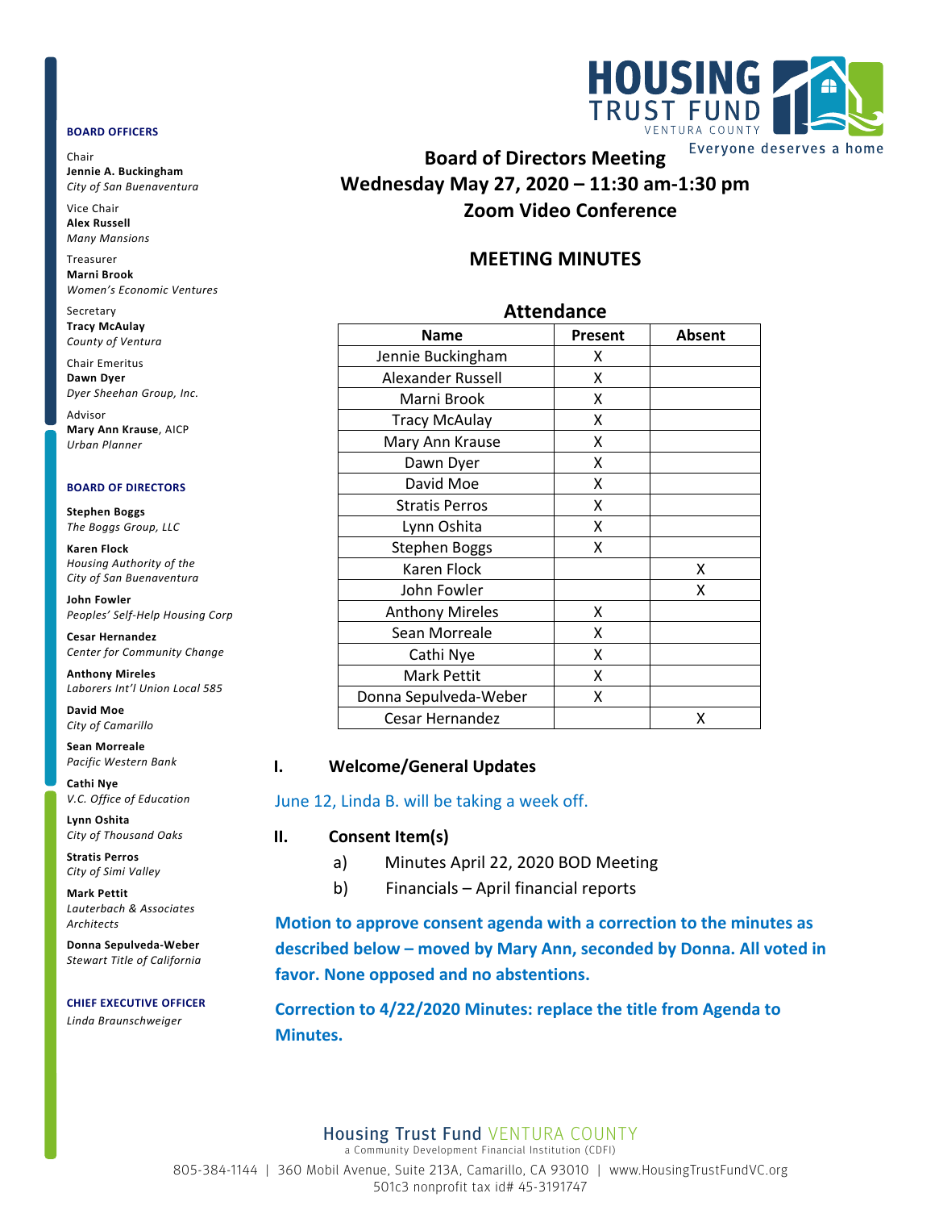**BOARD OFFICERS**

Chair
**Jennie A. Buckingham**
*City of San Buenaventura*

Vice Chair
**Alex Russell**
*Many Mansions*

Treasurer
**Marni Brook**
*Women's Economic Ventures*

Secretary
**Tracy McAulay**
*County of Ventura*

Chair Emeritus
**Dawn Dyer**
*Dyer Sheehan Group, Inc.*

Advisor
**Mary Ann Krause**, AICP
*Urban Planner*

**BOARD OF DIRECTORS**

**Stephen Boggs**
*The Boggs Group, LLC*

**Karen Flock**
*Housing Authority of the City of San Buenaventura*

**John Fowler**
*Peoples' Self-Help Housing Corp*

**Cesar Hernandez**
*Center for Community Change*

**Anthony Mireles**
*Laborers Int'l Union Local 585*

**David Moe**
*City of Camarillo*

**Sean Morreale**
*Pacific Western Bank*

**Cathi Nye**
*V.C. Office of Education*

**Lynn Oshita**
*City of Thousand Oaks*

**Stratis Perros**
*City of Simi Valley*

**Mark Pettit**
*Lauterbach & Associates Architects*

**Donna Sepulveda-Weber**
*Stewart Title of California*

**CHIEF EXECUTIVE OFFICER**
*Linda Braunschweiger*

HOUSING TRUST FUND VENTURA COUNTY
Everyone deserves a home

## Board of Directors Meeting
## Wednesday May 27, 2020 – 11:30 am-1:30 pm
## Zoom Video Conference

## MEETING MINUTES

### Attendance

| Name | Present | Absent |
|---|---|---|
| Jennie Buckingham | X | |
| Alexander Russell | X | |
| Marni Brook | X | |
| Tracy McAulay | X | |
| Mary Ann Krause | X | |
| Dawn Dyer | X | |
| David Moe | X | |
| Stratis Perros | X | |
| Lynn Oshita | X | |
| Stephen Boggs | X | |
| Karen Flock | | X |
| John Fowler | | X |
| Anthony Mireles | X | |
| Sean Morreale | X | |
| Cathi Nye | X | |
| Mark Pettit | X | |
| Donna Sepulveda-Weber | X | |
| Cesar Hernandez | | X |

### I. Welcome/General Updates

June 12, Linda B. will be taking a week off.

### II. Consent Item(s)

a) Minutes April 22, 2020 BOD Meeting

b) Financials – April financial reports

**Motion to approve consent agenda with a correction to the minutes as described below – moved by Mary Ann, seconded by Donna. All voted in favor. None opposed and no abstentions.**

**Correction to 4/22/2020 Minutes: replace the title from Agenda to Minutes.**

Housing Trust Fund VENTURA COUNTY
a Community Development Financial Institution (CDFI)
805-384-1144 | 360 Mobil Avenue, Suite 213A, Camarillo, CA 93010 | www.HousingTrustFundVC.org
501c3 nonprofit tax id# 45-3191747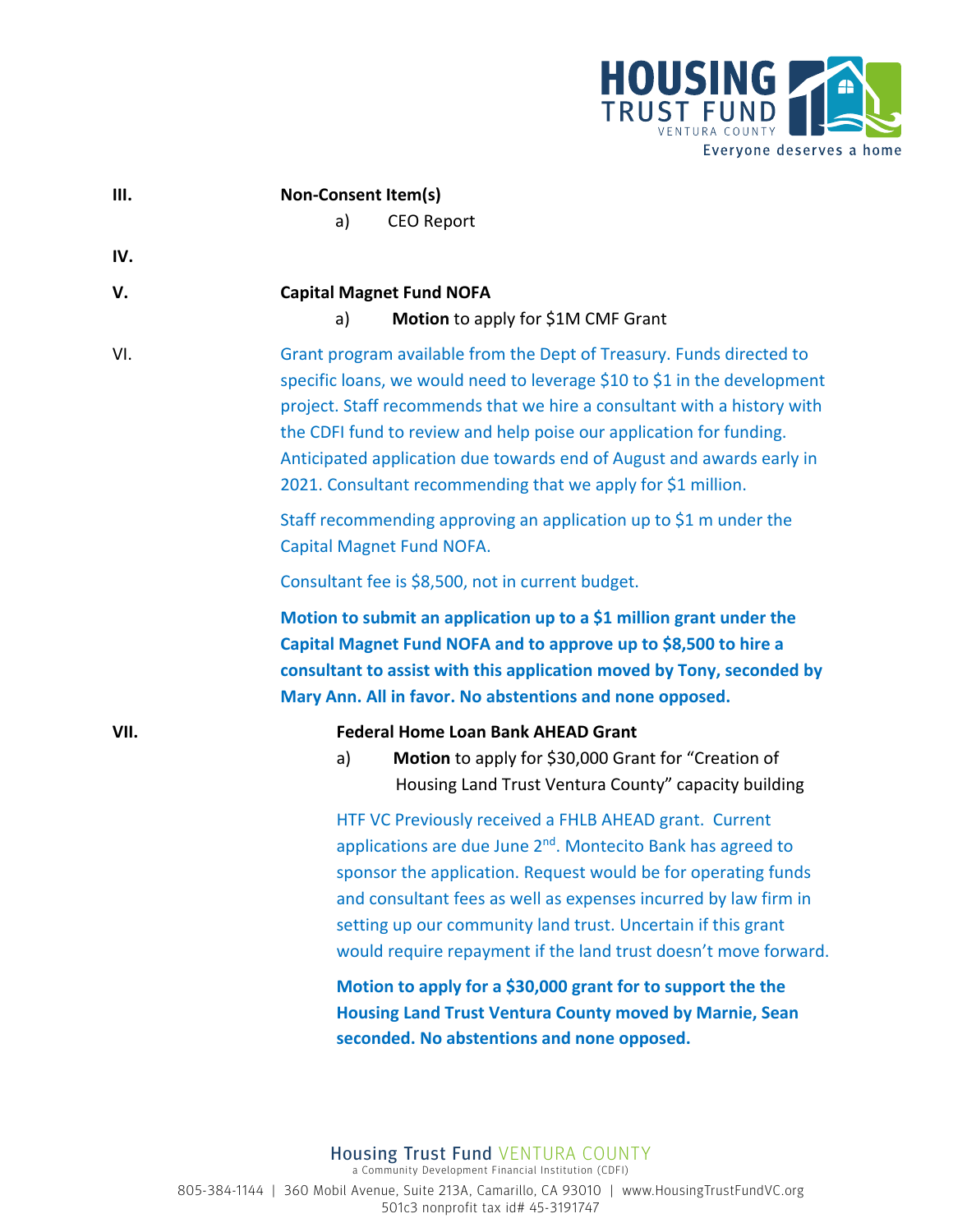**III.** **Non-Consent Item(s)**

a) CEO Report

**IV.**

**V.** **Capital Magnet Fund NOFA**

a) **Motion** to apply for $1M CMF Grant

VI. Grant program available from the Dept of Treasury. Funds directed to specific loans, we would need to leverage $10 to $1 in the development project. Staff recommends that we hire a consultant with a history with the CDFI fund to review and help poise our application for funding. Anticipated application due towards end of August and awards early in 2021. Consultant recommending that we apply for $1 million.

Staff recommending approving an application up to $1 m under the Capital Magnet Fund NOFA.

Consultant fee is $8,500, not in current budget.

**Motion to submit an application up to a $1 million grant under the Capital Magnet Fund NOFA and to approve up to $8,500 to hire a consultant to assist with this application moved by Tony, seconded by Mary Ann. All in favor. No abstentions and none opposed.**

**VII.** **Federal Home Loan Bank AHEAD Grant**

a) **Motion** to apply for $30,000 Grant for "Creation of Housing Land Trust Ventura County" capacity building

HTF VC Previously received a FHLB AHEAD grant. Current applications are due June 2nd. Montecito Bank has agreed to sponsor the application. Request would be for operating funds and consultant fees as well as expenses incurred by law firm in setting up our community land trust. Uncertain if this grant would require repayment if the land trust doesn't move forward.

**Motion to apply for a $30,000 grant for to support the the Housing Land Trust Ventura County moved by Marnie, Sean seconded. No abstentions and none opposed.**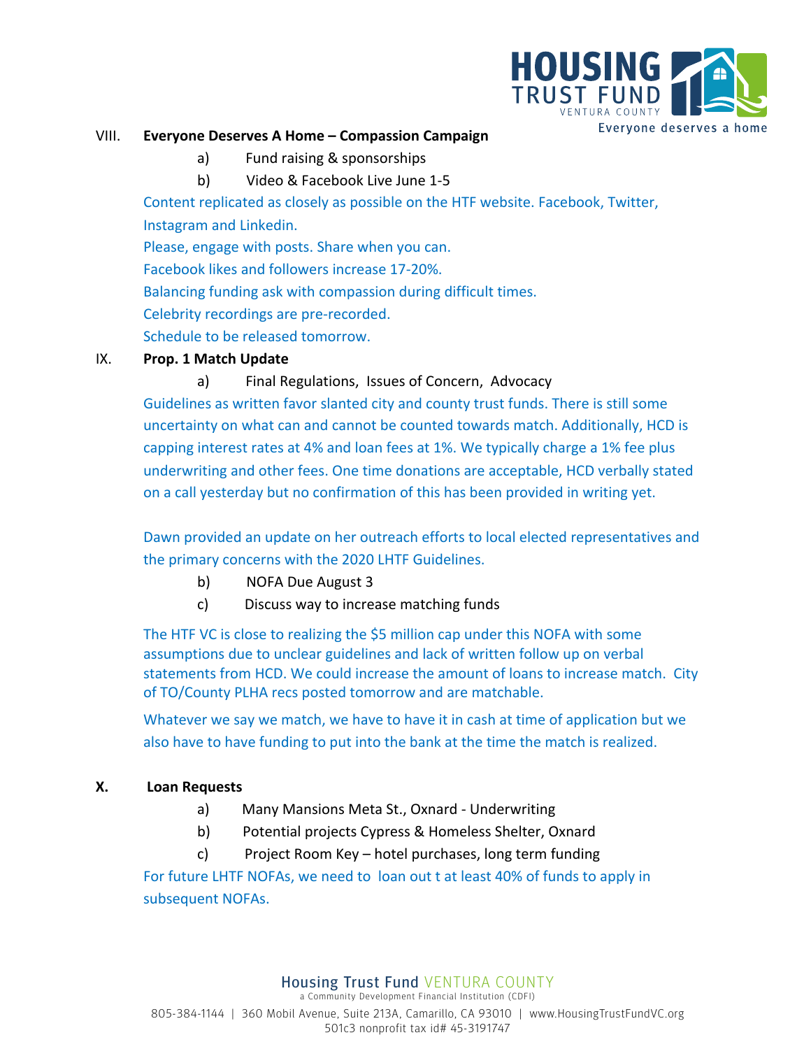VIII. **Everyone Deserves A Home – Compassion Campaign**

a) Fund raising & sponsorships

b) Video & Facebook Live June 1-5

Content replicated as closely as possible on the HTF website. Facebook, Twitter, Instagram and Linkedin.

Please, engage with posts. Share when you can.

Facebook likes and followers increase 17-20%.

Balancing funding ask with compassion during difficult times.

Celebrity recordings are pre-recorded.

Schedule to be released tomorrow.

IX. **Prop. 1 Match Update**

a) Final Regulations, Issues of Concern, Advocacy

Guidelines as written favor slanted city and county trust funds. There is still some uncertainty on what can and cannot be counted towards match. Additionally, HCD is capping interest rates at 4% and loan fees at 1%. We typically charge a 1% fee plus underwriting and other fees. One time donations are acceptable, HCD verbally stated on a call yesterday but no confirmation of this has been provided in writing yet.

Dawn provided an update on her outreach efforts to local elected representatives and the primary concerns with the 2020 LHTF Guidelines.

b) NOFA Due August 3

c) Discuss way to increase matching funds

The HTF VC is close to realizing the $5 million cap under this NOFA with some assumptions due to unclear guidelines and lack of written follow up on verbal statements from HCD. We could increase the amount of loans to increase match. City of TO/County PLHA recs posted tomorrow and are matchable.

Whatever we say we match, we have to have it in cash at time of application but we also have to have funding to put into the bank at the time the match is realized.

**X. Loan Requests**

a) Many Mansions Meta St., Oxnard - Underwriting

b) Potential projects Cypress & Homeless Shelter, Oxnard

c) Project Room Key – hotel purchases, long term funding

For future LHTF NOFAs, we need to loan out t at least 40% of funds to apply in subsequent NOFAs.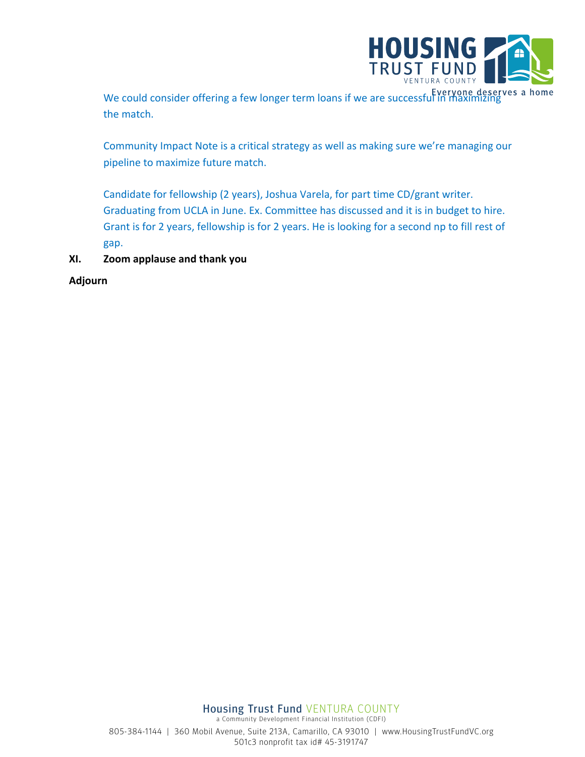We could consider offering a few longer term loans if we are successful in maximizing the match.

Community Impact Note is a critical strategy as well as making sure we're managing our pipeline to maximize future match.

Candidate for fellowship (2 years), Joshua Varela, for part time CD/grant writer. Graduating from UCLA in June. Ex. Committee has discussed and it is in budget to hire. Grant is for 2 years, fellowship is for 2 years. He is looking for a second np to fill rest of gap.

**XI. Zoom applause and thank you**

**Adjourn**